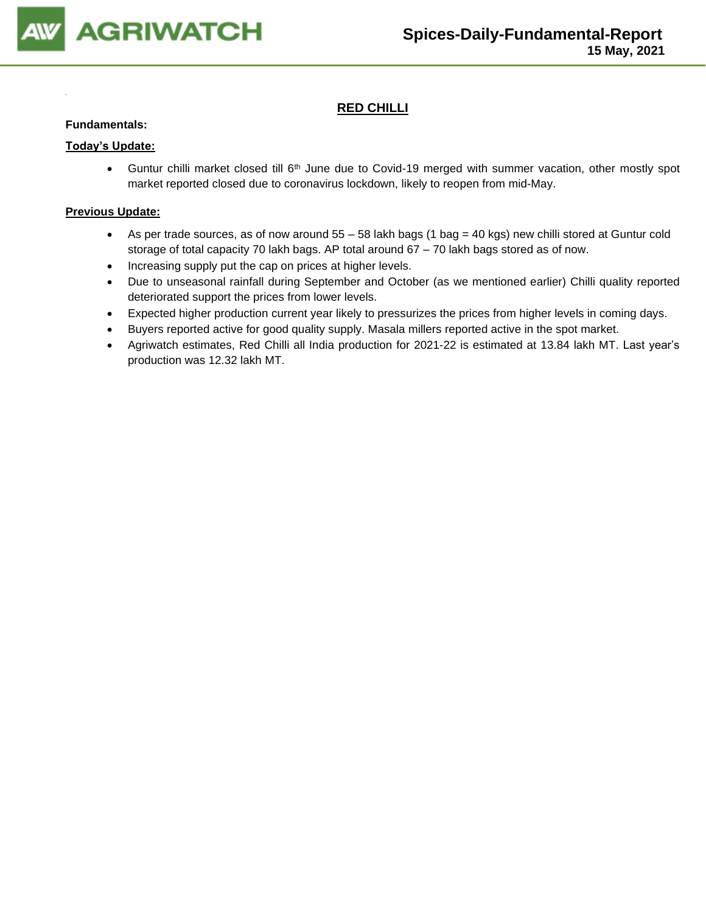# Spices-Daily-Fundamental-Report

**15 May, 2021**

## RED CHILLI

**Fundamentals:**

**Today's Update:**

- Guntur chilli market closed till 6th June due to Covid-19 merged with summer vacation, other mostly spot market reported closed due to coronavirus lockdown, likely to reopen from mid-May.

**Previous Update:**

- As per trade sources, as of now around 55 – 58 lakh bags (1 bag = 40 kgs) new chilli stored at Guntur cold storage of total capacity 70 lakh bags. AP total around 67 – 70 lakh bags stored as of now.
- Increasing supply put the cap on prices at higher levels.
- Due to unseasonal rainfall during September and October (as we mentioned earlier) Chilli quality reported deteriorated support the prices from lower levels.
- Expected higher production current year likely to pressurizes the prices from higher levels in coming days.
- Buyers reported active for good quality supply. Masala millers reported active in the spot market.
- Agriwatch estimates, Red Chilli all India production for 2021-22 is estimated at 13.84 lakh MT. Last year's production was 12.32 lakh MT.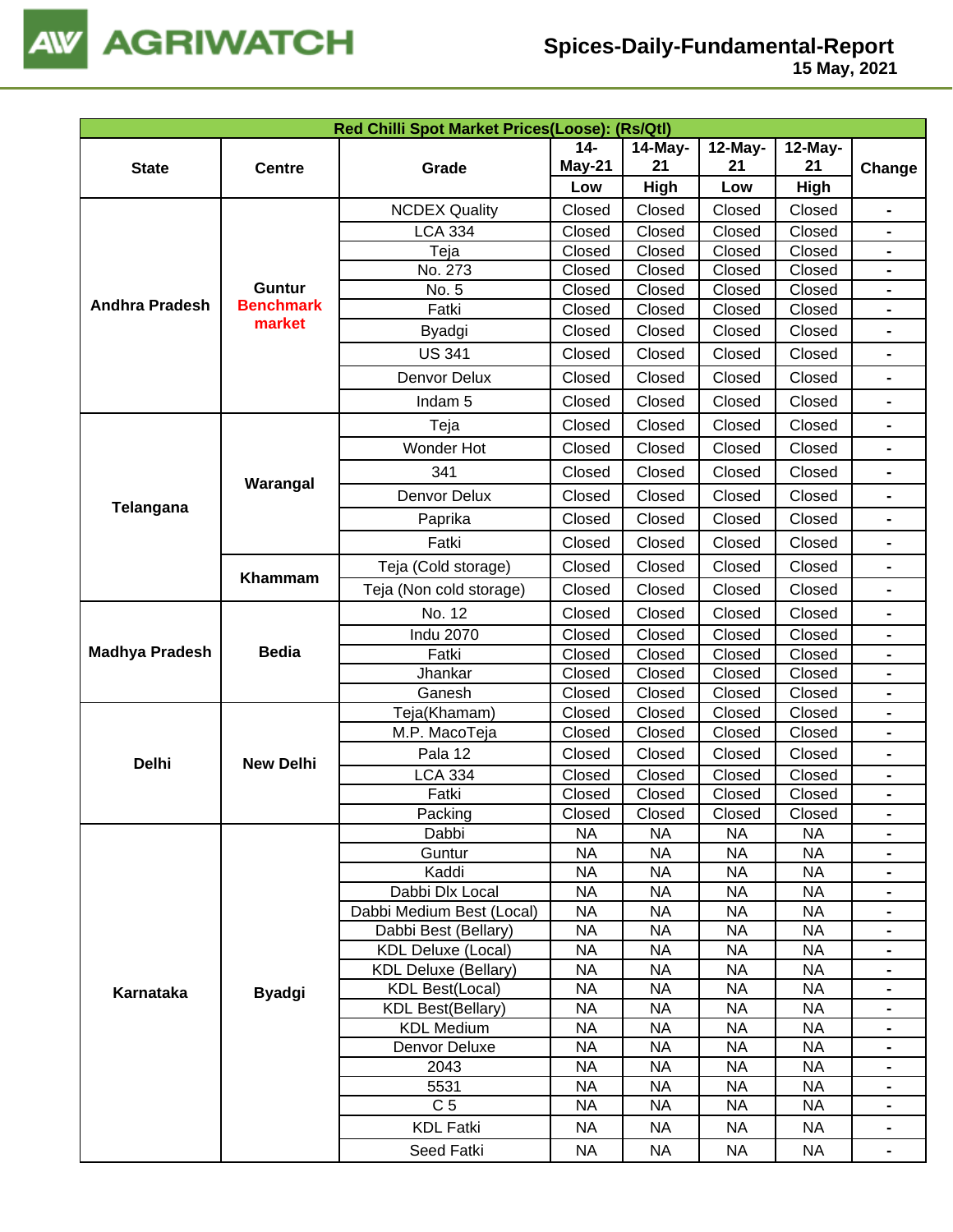| Red Chilli Spot Market Prices(Loose): (Rs/Qtl) | | | | | | | |
|---|---|---|---|---|---|---|---|
| State | Centre | Grade | 14-May-21 | 14-May-21 | 12-May-21 | 12-May-21 | Change |
| | | | Low | High | Low | High | |
| Andhra Pradesh | Guntur Benchmark market | NCDEX Quality | Closed | Closed | Closed | Closed | - |
| | | LCA 334 | Closed | Closed | Closed | Closed | - |
| | | Teja | Closed | Closed | Closed | Closed | - |
| | | No. 273 | Closed | Closed | Closed | Closed | - |
| | | No. 5 | Closed | Closed | Closed | Closed | - |
| | | Fatki | Closed | Closed | Closed | Closed | - |
| | | Byadgi | Closed | Closed | Closed | Closed | - |
| | | US 341 | Closed | Closed | Closed | Closed | - |
| | | Denvor Delux | Closed | Closed | Closed | Closed | - |
| | | Indam 5 | Closed | Closed | Closed | Closed | - |
| Telangana | Warangal | Teja | Closed | Closed | Closed | Closed | - |
| | | Wonder Hot | Closed | Closed | Closed | Closed | - |
| | | 341 | Closed | Closed | Closed | Closed | - |
| | | Denvor Delux | Closed | Closed | Closed | Closed | - |
| | | Paprika | Closed | Closed | Closed | Closed | - |
| | | Fatki | Closed | Closed | Closed | Closed | - |
| | Khammam | Teja (Cold storage) | Closed | Closed | Closed | Closed | - |
| | | Teja (Non cold storage) | Closed | Closed | Closed | Closed | - |
| Madhya Pradesh | Bedia | No. 12 | Closed | Closed | Closed | Closed | - |
| | | Indu 2070 | Closed | Closed | Closed | Closed | - |
| | | Fatki | Closed | Closed | Closed | Closed | - |
| | | Jhankar | Closed | Closed | Closed | Closed | - |
| | | Ganesh | Closed | Closed | Closed | Closed | - |
| Delhi | New Delhi | Teja(Khamam) | Closed | Closed | Closed | Closed | - |
| | | M.P. MacoTeja | Closed | Closed | Closed | Closed | - |
| | | Pala 12 | Closed | Closed | Closed | Closed | - |
| | | LCA 334 | Closed | Closed | Closed | Closed | - |
| | | Fatki | Closed | Closed | Closed | Closed | - |
| | | Packing | Closed | Closed | Closed | Closed | - |
| Karnataka | Byadgi | Dabbi | NA | NA | NA | NA | - |
| | | Guntur | NA | NA | NA | NA | - |
| | | Kaddi | NA | NA | NA | NA | - |
| | | Dabbi Dlx Local | NA | NA | NA | NA | - |
| | | Dabbi Medium Best (Local) | NA | NA | NA | NA | - |
| | | Dabbi Best (Bellary) | NA | NA | NA | NA | - |
| | | KDL Deluxe (Local) | NA | NA | NA | NA | - |
| | | KDL Deluxe (Bellary) | NA | NA | NA | NA | - |
| | | KDL Best(Local) | NA | NA | NA | NA | - |
| | | KDL Best(Bellary) | NA | NA | NA | NA | - |
| | | KDL Medium | NA | NA | NA | NA | - |
| | | Denvor Deluxe | NA | NA | NA | NA | - |
| | | 2043 | NA | NA | NA | NA | - |
| | | 5531 | NA | NA | NA | NA | - |
| | | C 5 | NA | NA | NA | NA | - |
| | | KDL Fatki | NA | NA | NA | NA | - |
| | | Seed Fatki | NA | NA | NA | NA | - |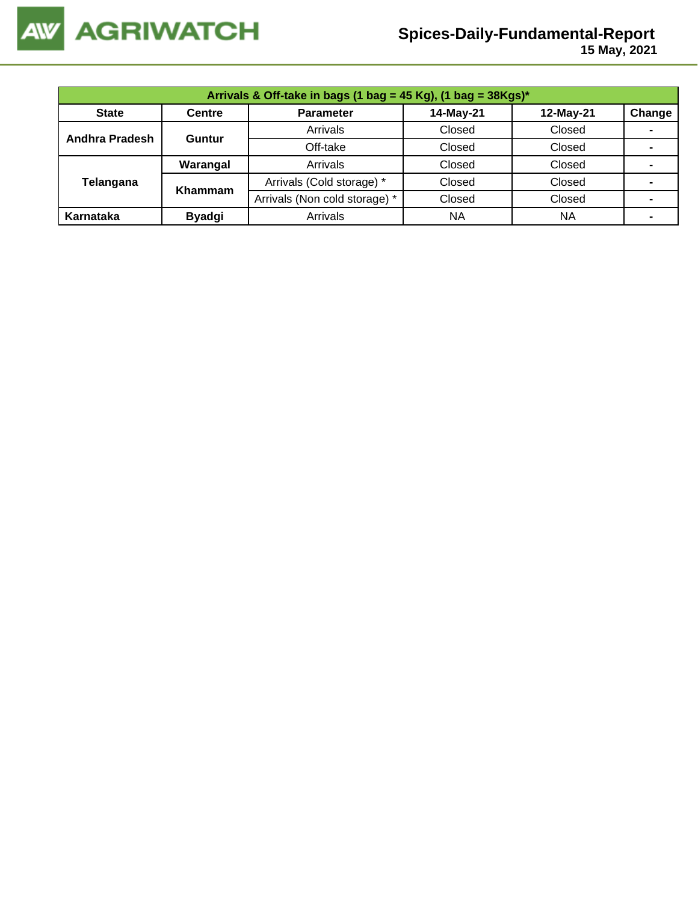| Arrivals & Off-take in bags (1 bag = 45 Kg), (1 bag = 38Kgs)* | | | | | |
|---|---|---|---|---|---|
| **State** | **Centre** | **Parameter** | **14-May-21** | **12-May-21** | **Change** |
| **Andhra Pradesh** | **Guntur** | Arrivals | Closed | Closed | - |
| | | Off-take | Closed | Closed | - |
| **Telangana** | **Warangal** | Arrivals | Closed | Closed | - |
| | **Khammam** | Arrivals (Cold storage) * | Closed | Closed | - |
| | | Arrivals (Non cold storage) * | Closed | Closed | - |
| **Karnataka** | **Byadgi** | Arrivals | NA | NA | - |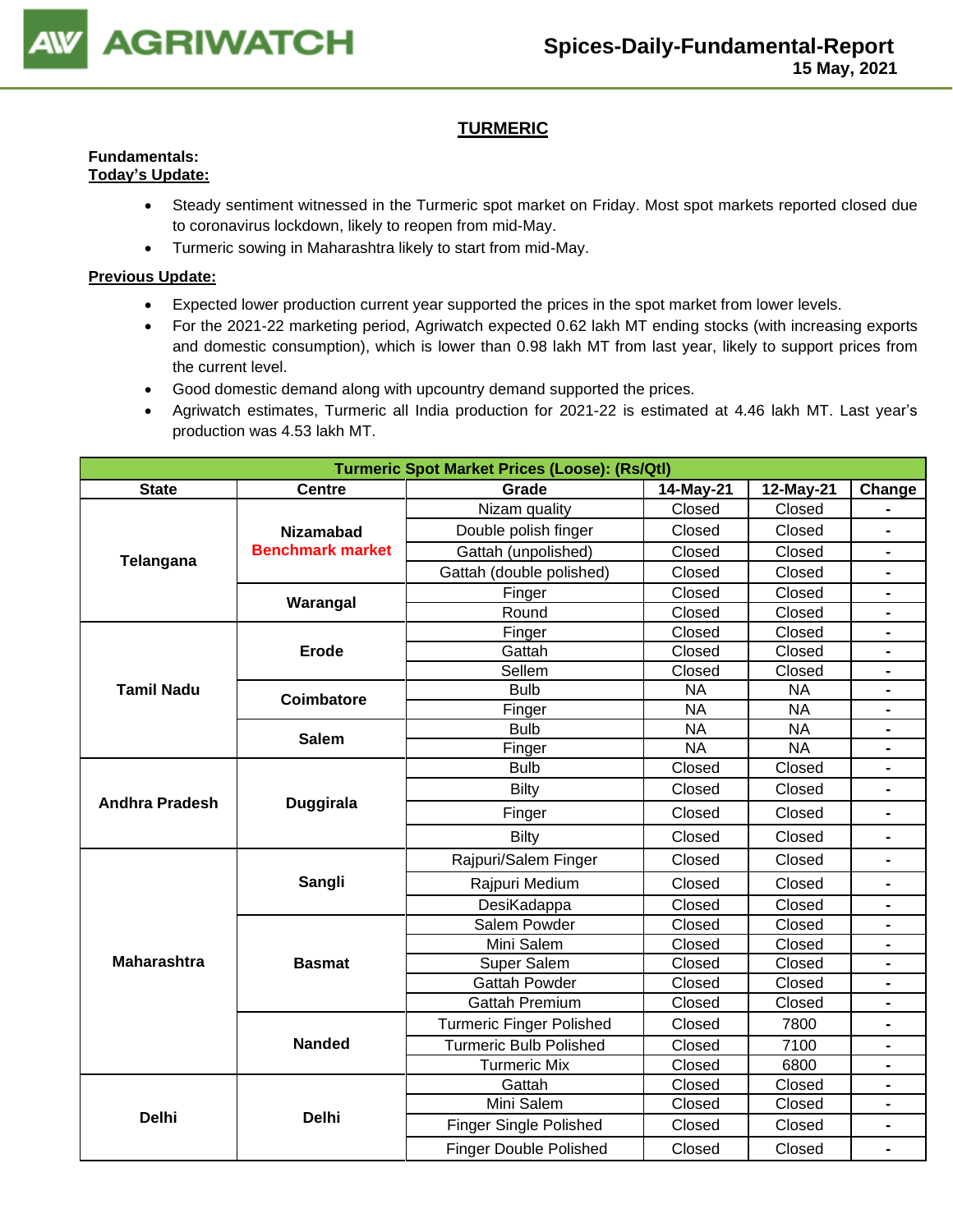## TURMERIC

**Fundamentals:**
**Today's Update:**

- Steady sentiment witnessed in the Turmeric spot market on Friday. Most spot markets reported closed due to coronavirus lockdown, likely to reopen from mid-May.
- Turmeric sowing in Maharashtra likely to start from mid-May.

**Previous Update:**

- Expected lower production current year supported the prices in the spot market from lower levels.
- For the 2021-22 marketing period, Agriwatch expected 0.62 lakh MT ending stocks (with increasing exports and domestic consumption), which is lower than 0.98 lakh MT from last year, likely to support prices from the current level.
- Good domestic demand along with upcountry demand supported the prices.
- Agriwatch estimates, Turmeric all India production for 2021-22 is estimated at 4.46 lakh MT. Last year's production was 4.53 lakh MT.

| Turmeric Spot Market Prices (Loose): (Rs/Qtl) | | | | | |
|---|---|---|---|---|---|
| State | Centre | Grade | 14-May-21 | 12-May-21 | Change |
| Telangana | Nizamabad Benchmark market | Nizam quality | Closed | Closed | - |
| | | Double polish finger | Closed | Closed | - |
| | | Gattah (unpolished) | Closed | Closed | - |
| | | Gattah (double polished) | Closed | Closed | - |
| | Warangal | Finger | Closed | Closed | - |
| | | Round | Closed | Closed | - |
| Tamil Nadu | Erode | Finger | Closed | Closed | - |
| | | Gattah | Closed | Closed | - |
| | | Sellem | Closed | Closed | - |
| | Coimbatore | Bulb | NA | NA | - |
| | | Finger | NA | NA | - |
| | Salem | Bulb | NA | NA | - |
| | | Finger | NA | NA | - |
| Andhra Pradesh | Duggirala | Bulb | Closed | Closed | - |
| | | Bilty | Closed | Closed | - |
| | | Finger | Closed | Closed | - |
| | | Bilty | Closed | Closed | - |
| Maharashtra | Sangli | Rajpuri/Salem Finger | Closed | Closed | - |
| | | Rajpuri Medium | Closed | Closed | - |
| | | DesiKadappa | Closed | Closed | - |
| | Basmat | Salem Powder | Closed | Closed | - |
| | | Mini Salem | Closed | Closed | - |
| | | Super Salem | Closed | Closed | - |
| | | Gattah Powder | Closed | Closed | - |
| | | Gattah Premium | Closed | Closed | - |
| | Nanded | Turmeric Finger Polished | Closed | 7800 | - |
| | | Turmeric Bulb Polished | Closed | 7100 | - |
| | | Turmeric Mix | Closed | 6800 | - |
| Delhi | Delhi | Gattah | Closed | Closed | - |
| | | Mini Salem | Closed | Closed | - |
| | | Finger Single Polished | Closed | Closed | - |
| | | Finger Double Polished | Closed | Closed | - |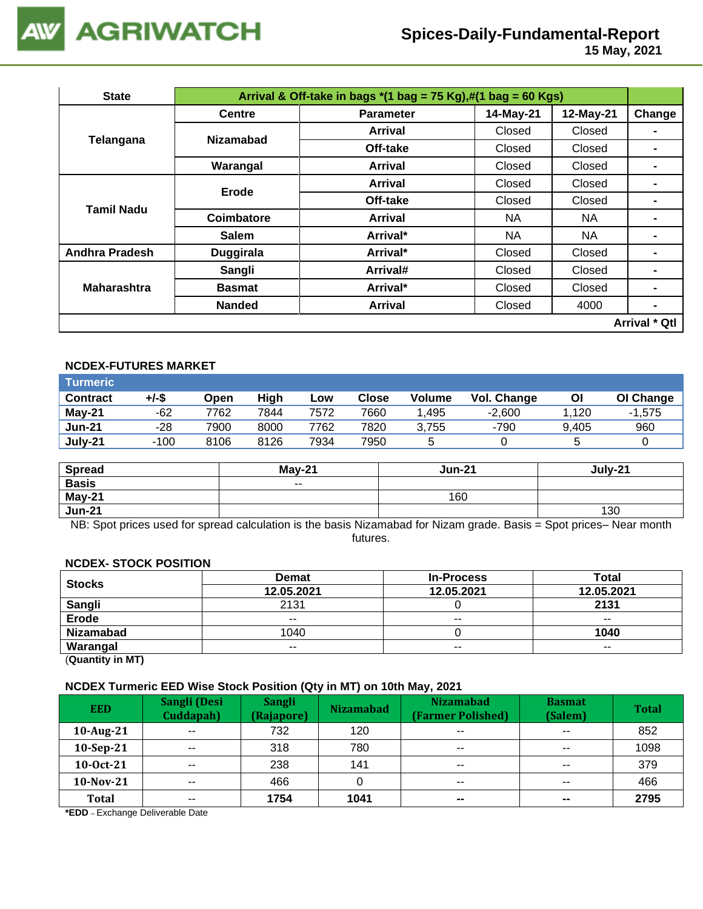## Spices-Daily-Fundamental-Report
**15 May, 2021**

| State | Arrival & Off-take in bags *(1 bag = 75 Kg),#(1 bag = 60 Kgs) | | | | |
|---|---|---|---|---|---|
| | Centre | Parameter | 14-May-21 | 12-May-21 | Change |
| Telangana | Nizamabad | Arrival | Closed | Closed | - |
| | | Off-take | Closed | Closed | - |
| | Warangal | Arrival | Closed | Closed | - |
| Tamil Nadu | Erode | Arrival | Closed | Closed | - |
| | | Off-take | Closed | Closed | - |
| | Coimbatore | Arrival | NA | NA | - |
| | Salem | Arrival* | NA | NA | - |
| Andhra Pradesh | Duggirala | Arrival* | Closed | Closed | - |
| Maharashtra | Sangli | Arrival# | Closed | Closed | - |
| | Basmat | Arrival* | Closed | Closed | - |
| | Nanded | Arrival | Closed | 4000 | - |
| | | | | | Arrival * Qtl |

### NCDEX-FUTURES MARKET

**Turmeric**

| Contract | +/-$ | Open | High | Low | Close | Volume | Vol. Change | OI | OI Change |
|---|---|---|---|---|---|---|---|---|---|
| May-21 | -62 | 7762 | 7844 | 7572 | 7660 | 1,495 | -2,600 | 1,120 | -1,575 |
| Jun-21 | -28 | 7900 | 8000 | 7762 | 7820 | 3,755 | -790 | 9,405 | 960 |
| July-21 | -100 | 8106 | 8126 | 7934 | 7950 | 5 | 0 | 5 | 0 |

| Spread | May-21 | Jun-21 | July-21 |
|---|---|---|---|
| Basis | -- | | |
| May-21 | | 160 | |
| Jun-21 | | | 130 |

NB: Spot prices used for spread calculation is the basis Nizamabad for Nizam grade. Basis = Spot prices– Near month futures.

### NCDEX- STOCK POSITION

| Stocks | Demat | In-Process | Total |
|---|---|---|---|
| | 12.05.2021 | 12.05.2021 | 12.05.2021 |
| Sangli | 2131 | 0 | **2131** |
| Erode | -- | -- | -- |
| Nizamabad | 1040 | 0 | **1040** |
| Warangal | -- | -- | -- |

(**Quantity in MT)**

### NCDEX Turmeric EED Wise Stock Position (Qty in MT) on 10th May, 2021

| EED | Sangli (Desi Cuddapah) | Sangli (Rajapore) | Nizamabad | Nizamabad (Farmer Polished) | Basmat (Salem) | Total |
|---|---|---|---|---|---|---|
| 10-Aug-21 | -- | 732 | 120 | -- | -- | 852 |
| 10-Sep-21 | -- | 318 | 780 | -- | -- | 1098 |
| 10-Oct-21 | -- | 238 | 141 | -- | -- | 379 |
| 10-Nov-21 | -- | 466 | 0 | -- | -- | 466 |
| **Total** | -- | **1754** | **1041** | **--** | **--** | **2795** |

***EDD** – Exchange Deliverable Date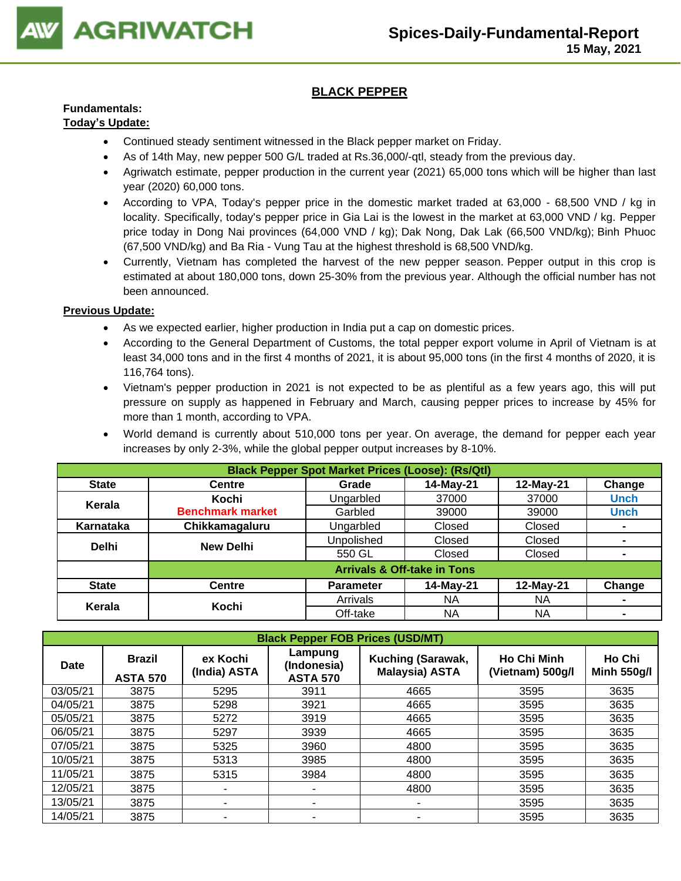## BLACK PEPPER

**Fundamentals:**

**Today's Update:**

- Continued steady sentiment witnessed in the Black pepper market on Friday.
- As of 14th May, new pepper 500 G/L traded at Rs.36,000/-qtl, steady from the previous day.
- Agriwatch estimate, pepper production in the current year (2021) 65,000 tons which will be higher than last year (2020) 60,000 tons.
- According to VPA, Today's pepper price in the domestic market traded at 63,000 - 68,500 VND / kg in locality. Specifically, today's pepper price in Gia Lai is the lowest in the market at 63,000 VND / kg. Pepper price today in Dong Nai provinces (64,000 VND / kg); Dak Nong, Dak Lak (66,500 VND/kg); Binh Phuoc (67,500 VND/kg) and Ba Ria - Vung Tau at the highest threshold is 68,500 VND/kg.
- Currently, Vietnam has completed the harvest of the new pepper season. Pepper output in this crop is estimated at about 180,000 tons, down 25-30% from the previous year. Although the official number has not been announced.

**Previous Update:**

- As we expected earlier, higher production in India put a cap on domestic prices.
- According to the General Department of Customs, the total pepper export volume in April of Vietnam is at least 34,000 tons and in the first 4 months of 2021, it is about 95,000 tons (in the first 4 months of 2020, it is 116,764 tons).
- Vietnam's pepper production in 2021 is not expected to be as plentiful as a few years ago, this will put pressure on supply as happened in February and March, causing pepper prices to increase by 45% for more than 1 month, according to VPA.
- World demand is currently about 510,000 tons per year. On average, the demand for pepper each year increases by only 2-3%, while the global pepper output increases by 8-10%.

| Black Pepper Spot Market Prices (Loose): (Rs/Qtl) | | | | | |
|---|---|---|---|---|---|
| **State** | **Centre** | **Grade** | **14-May-21** | **12-May-21** | **Change** |
| **Kerala** | **Kochi** **Benchmark market** | Ungarbled | 37000 | 37000 | Unch |
| | | Garbled | 39000 | 39000 | Unch |
| **Karnataka** | **Chikkamagaluru** | Ungarbled | Closed | Closed | - |
| **Delhi** | **New Delhi** | Unpolished | Closed | Closed | - |
| | | 550 GL | Closed | Closed | - |
| | **Arrivals & Off-take in Tons** | | | | |
| **State** | **Centre** | **Parameter** | **14-May-21** | **12-May-21** | **Change** |
| **Kerala** | **Kochi** | Arrivals | NA | NA | - |
| | | Off-take | NA | NA | - |

| Black Pepper FOB Prices (USD/MT) | | | | | | |
|---|---|---|---|---|---|---|
| **Date** | **Brazil ASTA 570** | **ex Kochi (India) ASTA** | **Lampung (Indonesia) ASTA 570** | **Kuching (Sarawak, Malaysia) ASTA** | **Ho Chi Minh (Vietnam) 500g/l** | **Ho Chi Minh 550g/l** |
| 03/05/21 | 3875 | 5295 | 3911 | 4665 | 3595 | 3635 |
| 04/05/21 | 3875 | 5298 | 3921 | 4665 | 3595 | 3635 |
| 05/05/21 | 3875 | 5272 | 3919 | 4665 | 3595 | 3635 |
| 06/05/21 | 3875 | 5297 | 3939 | 4665 | 3595 | 3635 |
| 07/05/21 | 3875 | 5325 | 3960 | 4800 | 3595 | 3635 |
| 10/05/21 | 3875 | 5313 | 3985 | 4800 | 3595 | 3635 |
| 11/05/21 | 3875 | 5315 | 3984 | 4800 | 3595 | 3635 |
| 12/05/21 | 3875 | - | - | 4800 | 3595 | 3635 |
| 13/05/21 | 3875 | - | - | - | 3595 | 3635 |
| 14/05/21 | 3875 | - | - | - | 3595 | 3635 |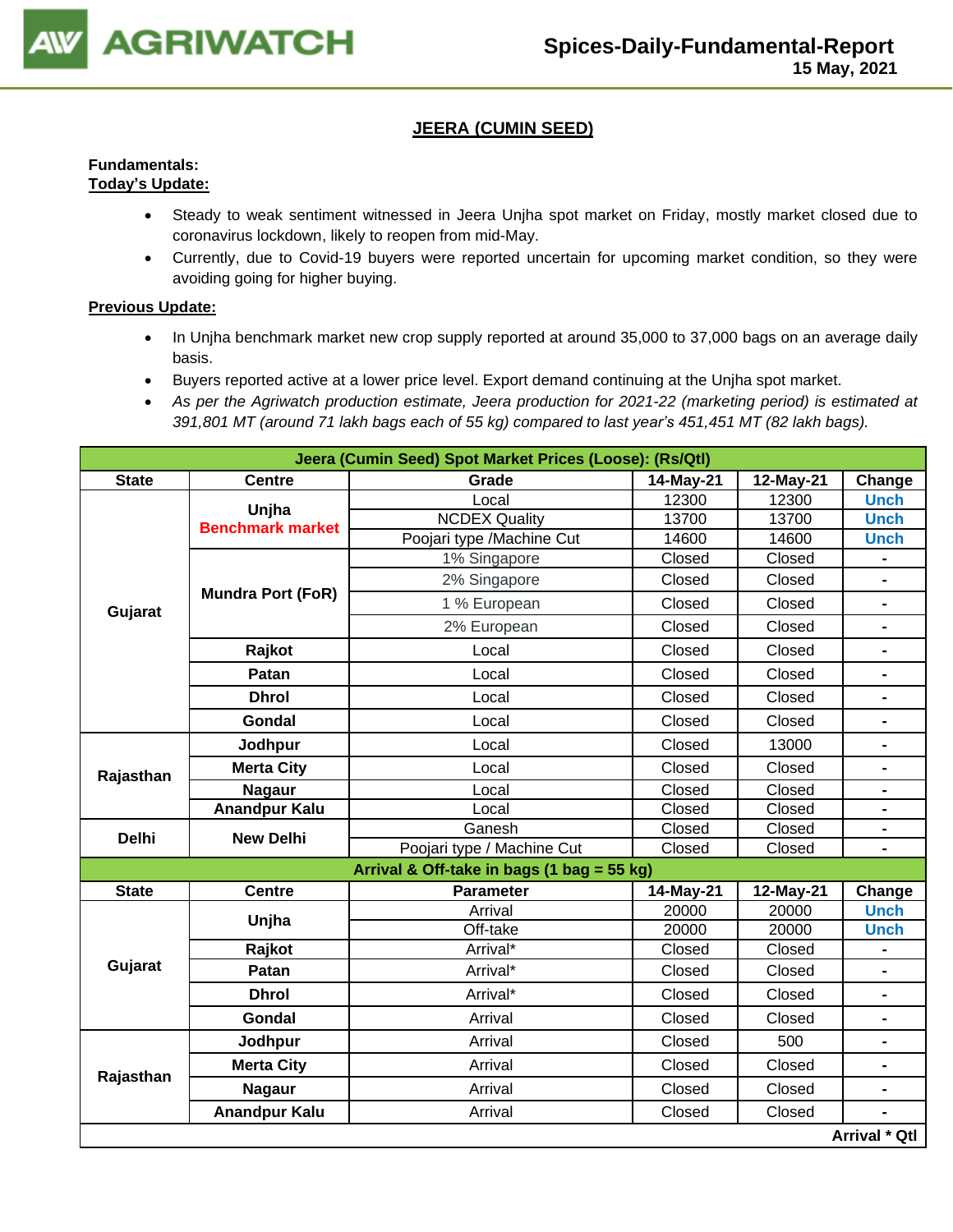## JEERA (CUMIN SEED)

**Fundamentals:**

**Today's Update:**

- Steady to weak sentiment witnessed in Jeera Unjha spot market on Friday, mostly market closed due to coronavirus lockdown, likely to reopen from mid-May.
- Currently, due to Covid-19 buyers were reported uncertain for upcoming market condition, so they were avoiding going for higher buying.

**Previous Update:**

- In Unjha benchmark market new crop supply reported at around 35,000 to 37,000 bags on an average daily basis.
- Buyers reported active at a lower price level. Export demand continuing at the Unjha spot market.
- *As per the Agriwatch production estimate, Jeera production for 2021-22 (marketing period) is estimated at 391,801 MT (around 71 lakh bags each of 55 kg) compared to last year's 451,451 MT (82 lakh bags).*

| Jeera (Cumin Seed) Spot Market Prices (Loose): (Rs/Qtl) | | | | | |
|---|---|---|---|---|---|
| **State** | **Centre** | **Grade** | **14-May-21** | **12-May-21** | **Change** |
| Gujarat | Unjha Benchmark market | Local | 12300 | 12300 | Unch |
| | | NCDEX Quality | 13700 | 13700 | Unch |
| | | Poojari type /Machine Cut | 14600 | 14600 | Unch |
| | Mundra Port (FoR) | 1% Singapore | Closed | Closed | - |
| | | 2% Singapore | Closed | Closed | - |
| | | 1 % European | Closed | Closed | - |
| | | 2% European | Closed | Closed | - |
| | Rajkot | Local | Closed | Closed | - |
| | Patan | Local | Closed | Closed | - |
| | Dhrol | Local | Closed | Closed | - |
| | Gondal | Local | Closed | Closed | - |
| Rajasthan | Jodhpur | Local | Closed | 13000 | - |
| | Merta City | Local | Closed | Closed | - |
| | Nagaur | Local | Closed | Closed | - |
| | Anandpur Kalu | Local | Closed | Closed | - |
| Delhi | New Delhi | Ganesh | Closed | Closed | - |
| | | Poojari type / Machine Cut | Closed | Closed | - |
| **Arrival & Off-take in bags (1 bag = 55 kg)** | | | | | |
| **State** | **Centre** | **Parameter** | **14-May-21** | **12-May-21** | **Change** |
| Gujarat | Unjha | Arrival | 20000 | 20000 | Unch |
| | | Off-take | 20000 | 20000 | Unch |
| | Rajkot | Arrival* | Closed | Closed | - |
| | Patan | Arrival* | Closed | Closed | - |
| | Dhrol | Arrival* | Closed | Closed | - |
| | Gondal | Arrival | Closed | Closed | - |
| Rajasthan | Jodhpur | Arrival | Closed | 500 | - |
| | Merta City | Arrival | Closed | Closed | - |
| | Nagaur | Arrival | Closed | Closed | - |
| | Anandpur Kalu | Arrival | Closed | Closed | - |

**Arrival * Qtl**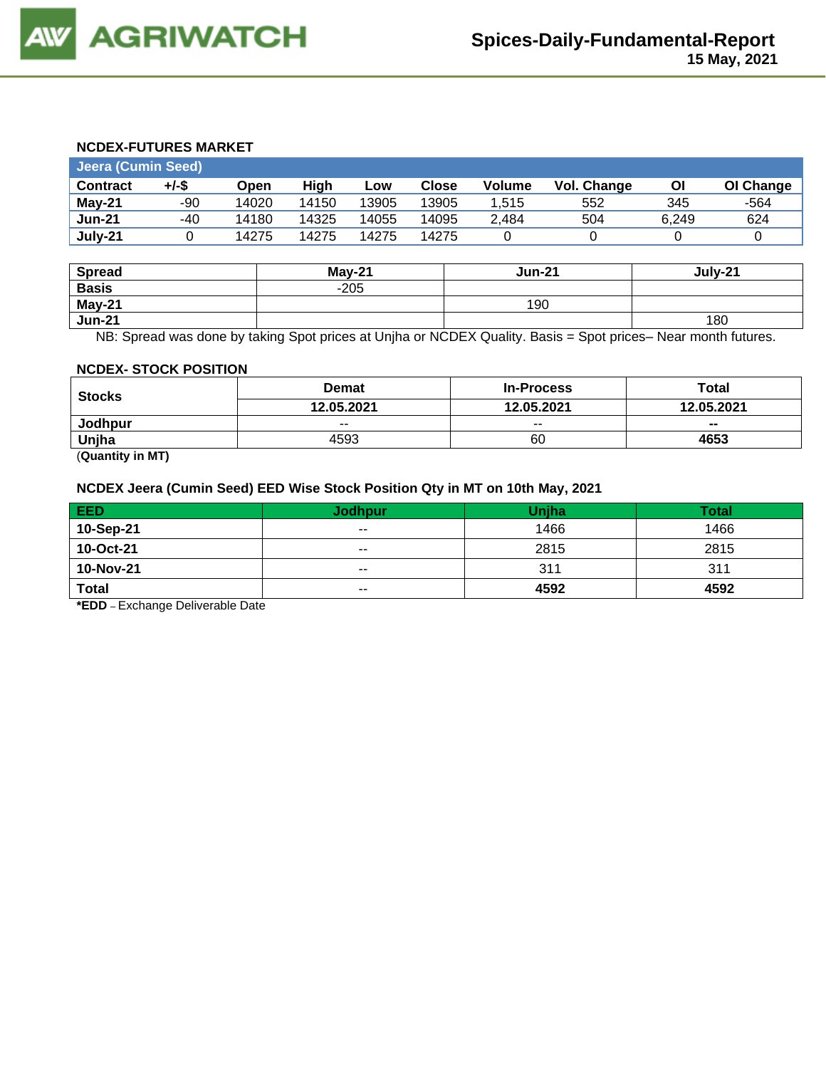### NCDEX-FUTURES MARKET

| Jeera (Cumin Seed) | | | | | | | | | |
|---|---|---|---|---|---|---|---|---|---|
| Contract | +/-$ | Open | High | Low | Close | Volume | Vol. Change | OI | OI Change |
| May-21 | -90 | 14020 | 14150 | 13905 | 13905 | 1,515 | 552 | 345 | -564 |
| Jun-21 | -40 | 14180 | 14325 | 14055 | 14095 | 2,484 | 504 | 6,249 | 624 |
| July-21 | 0 | 14275 | 14275 | 14275 | 14275 | 0 | 0 | 0 | 0 |

| Spread | May-21 | Jun-21 | July-21 |
|---|---|---|---|
| Basis | -205 | | |
| May-21 | | 190 | |
| Jun-21 | | | 180 |

NB: Spread was done by taking Spot prices at Unjha or NCDEX Quality. Basis = Spot prices– Near month futures.

### NCDEX- STOCK POSITION

| Stocks | Demat | In-Process | Total |
|---|---|---|---|
| | 12.05.2021 | 12.05.2021 | 12.05.2021 |
| Jodhpur | -- | -- | -- |
| Unjha | 4593 | 60 | **4653** |

(**Quantity in MT)**

### NCDEX Jeera (Cumin Seed) EED Wise Stock Position Qty in MT on 10th May, 2021

| EED | Jodhpur | Unjha | Total |
|---|---|---|---|
| 10-Sep-21 | -- | 1466 | 1466 |
| 10-Oct-21 | -- | 2815 | 2815 |
| 10-Nov-21 | -- | 311 | 311 |
| Total | -- | **4592** | **4592** |

***EDD** – Exchange Deliverable Date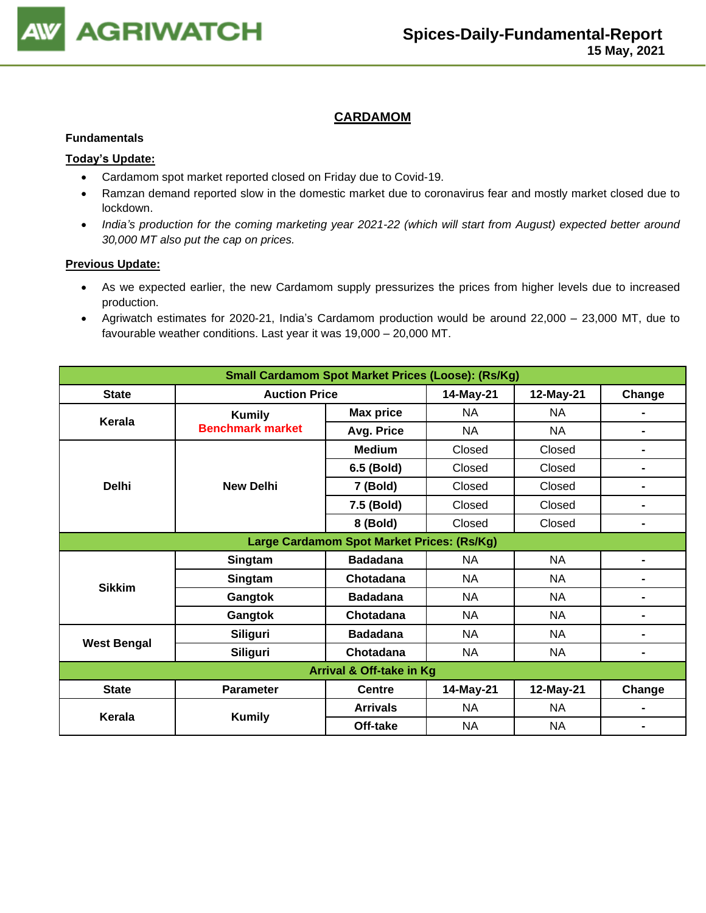## CARDAMOM

**Fundamentals**

**Today's Update:**

- Cardamom spot market reported closed on Friday due to Covid-19.
- Ramzan demand reported slow in the domestic market due to coronavirus fear and mostly market closed due to lockdown.
- *India's production for the coming marketing year 2021-22 (which will start from August) expected better around 30,000 MT also put the cap on prices.*

**Previous Update:**

- As we expected earlier, the new Cardamom supply pressurizes the prices from higher levels due to increased production.
- Agriwatch estimates for 2020-21, India's Cardamom production would be around 22,000 – 23,000 MT, due to favourable weather conditions. Last year it was 19,000 – 20,000 MT.

| Small Cardamom Spot Market Prices (Loose): (Rs/Kg) | | | | | |
|---|---|---|---|---|---|
| **State** | **Auction Price** | | **14-May-21** | **12-May-21** | **Change** |
| **Kerala** | **Kumily** **Benchmark market** | **Max price** | NA | NA | - |
| | | **Avg. Price** | NA | NA | - |
| **Delhi** | **New Delhi** | **Medium** | Closed | Closed | - |
| | | **6.5 (Bold)** | Closed | Closed | - |
| | | **7 (Bold)** | Closed | Closed | - |
| | | **7.5 (Bold)** | Closed | Closed | - |
| | | **8 (Bold)** | Closed | Closed | - |
| **Large Cardamom Spot Market Prices: (Rs/Kg)** | | | | | |
| **Sikkim** | **Singtam** | **Badadana** | NA | NA | - |
| | **Singtam** | **Chotadana** | NA | NA | - |
| | **Gangtok** | **Badadana** | NA | NA | - |
| | **Gangtok** | **Chotadana** | NA | NA | - |
| **West Bengal** | **Siliguri** | **Badadana** | NA | NA | - |
| | **Siliguri** | **Chotadana** | NA | NA | - |
| **Arrival & Off-take in Kg** | | | | | |
| **State** | **Parameter** | **Centre** | **14-May-21** | **12-May-21** | **Change** |
| **Kerala** | **Kumily** | **Arrivals** | NA | NA | - |
| | | **Off-take** | NA | NA | - |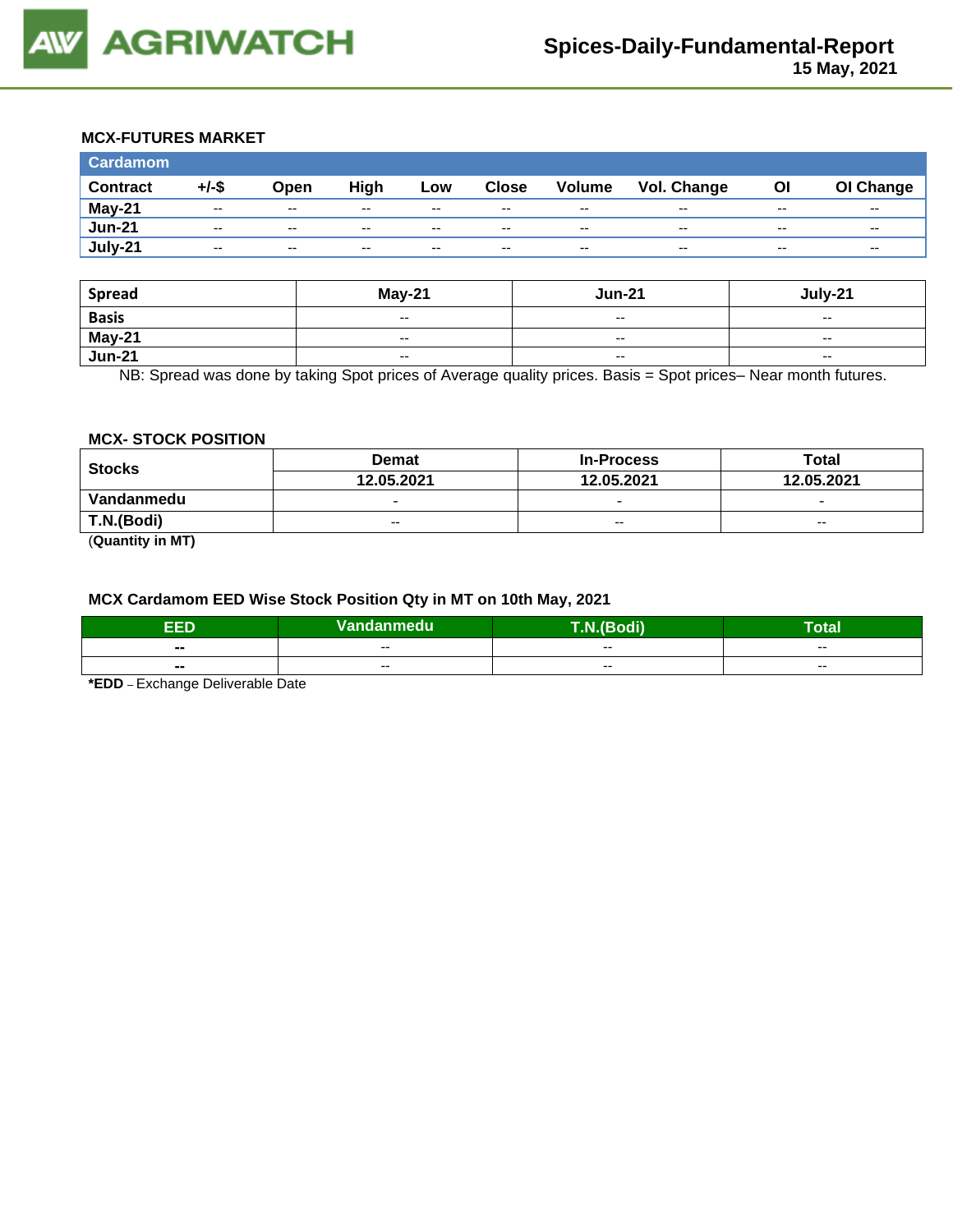### MCX-FUTURES MARKET

| Cardamom | | | | | | | | | |
|---|---|---|---|---|---|---|---|---|---|
| **Contract** | **+/-$** | **Open** | **High** | **Low** | **Close** | **Volume** | **Vol. Change** | **OI** | **OI Change** |
| **May-21** | -- | -- | -- | -- | -- | -- | -- | -- | -- |
| **Jun-21** | -- | -- | -- | -- | -- | -- | -- | -- | -- |
| **July-21** | -- | -- | -- | -- | -- | -- | -- | -- | -- |

| Spread | May-21 | Jun-21 | July-21 |
|---|---|---|---|
| **Basis** | -- | -- | -- |
| **May-21** | -- | -- | -- |
| **Jun-21** | -- | -- | -- |

NB: Spread was done by taking Spot prices of Average quality prices. Basis = Spot prices– Near month futures.

### MCX- STOCK POSITION

| Stocks | Demat | In-Process | Total |
|---|---|---|---|
| | 12.05.2021 | 12.05.2021 | 12.05.2021 |
| **Vandanmedu** | - | - | - |
| **T.N.(Bodi)** | -- | -- | -- |

(**Quantity in MT)**

### MCX Cardamom EED Wise Stock Position Qty in MT on 10th May, 2021

| EED | Vandanmedu | T.N.(Bodi) | Total |
|---|---|---|---|
| -- | -- | -- | -- |
| -- | -- | -- | -- |

***EDD** – Exchange Deliverable Date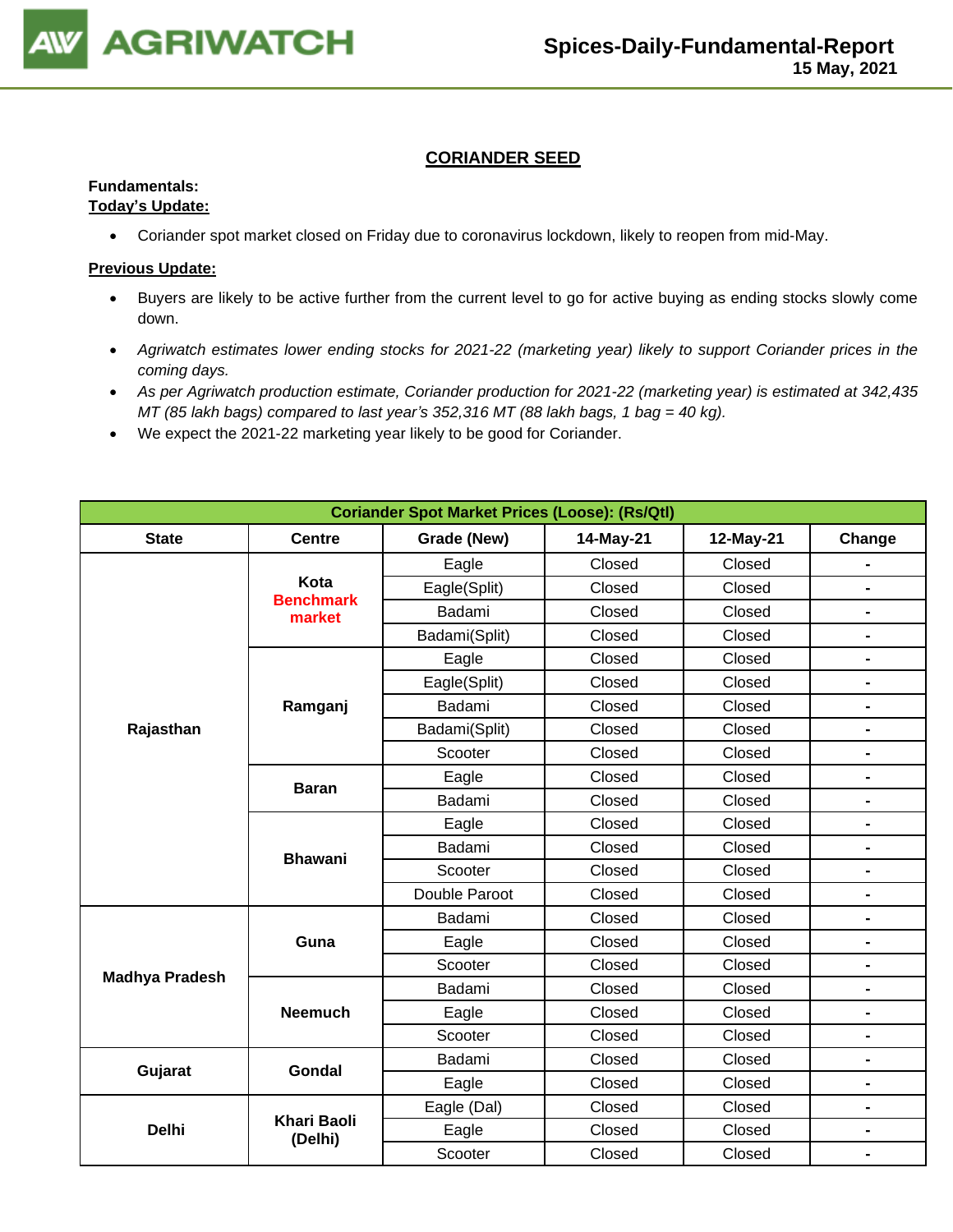## CORIANDER SEED

**Fundamentals:**

**Today's Update:**

- Coriander spot market closed on Friday due to coronavirus lockdown, likely to reopen from mid-May.

**Previous Update:**

- Buyers are likely to be active further from the current level to go for active buying as ending stocks slowly come down.
- *Agriwatch estimates lower ending stocks for 2021-22 (marketing year) likely to support Coriander prices in the coming days.*
- *As per Agriwatch production estimate, Coriander production for 2021-22 (marketing year) is estimated at 342,435 MT (85 lakh bags) compared to last year's 352,316 MT (88 lakh bags, 1 bag = 40 kg).*
- We expect the 2021-22 marketing year likely to be good for Coriander.

| Coriander Spot Market Prices (Loose): (Rs/Qtl) | | | | | |
|---|---|---|---|---|---|
| **State** | **Centre** | **Grade (New)** | **14-May-21** | **12-May-21** | **Change** |
| Rajasthan | Kota Benchmark market | Eagle | Closed | Closed | - |
| | | Eagle(Split) | Closed | Closed | - |
| | | Badami | Closed | Closed | - |
| | | Badami(Split) | Closed | Closed | - |
| | Ramganj | Eagle | Closed | Closed | - |
| | | Eagle(Split) | Closed | Closed | - |
| | | Badami | Closed | Closed | - |
| | | Badami(Split) | Closed | Closed | - |
| | | Scooter | Closed | Closed | - |
| | Baran | Eagle | Closed | Closed | - |
| | | Badami | Closed | Closed | - |
| | Bhawani | Eagle | Closed | Closed | - |
| | | Badami | Closed | Closed | - |
| | | Scooter | Closed | Closed | - |
| | | Double Paroot | Closed | Closed | - |
| Madhya Pradesh | Guna | Badami | Closed | Closed | - |
| | | Eagle | Closed | Closed | - |
| | | Scooter | Closed | Closed | - |
| | Neemuch | Badami | Closed | Closed | - |
| | | Eagle | Closed | Closed | - |
| | | Scooter | Closed | Closed | - |
| Gujarat | Gondal | Badami | Closed | Closed | - |
| | | Eagle | Closed | Closed | - |
| Delhi | Khari Baoli (Delhi) | Eagle (Dal) | Closed | Closed | - |
| | | Eagle | Closed | Closed | - |
| | | Scooter | Closed | Closed | - |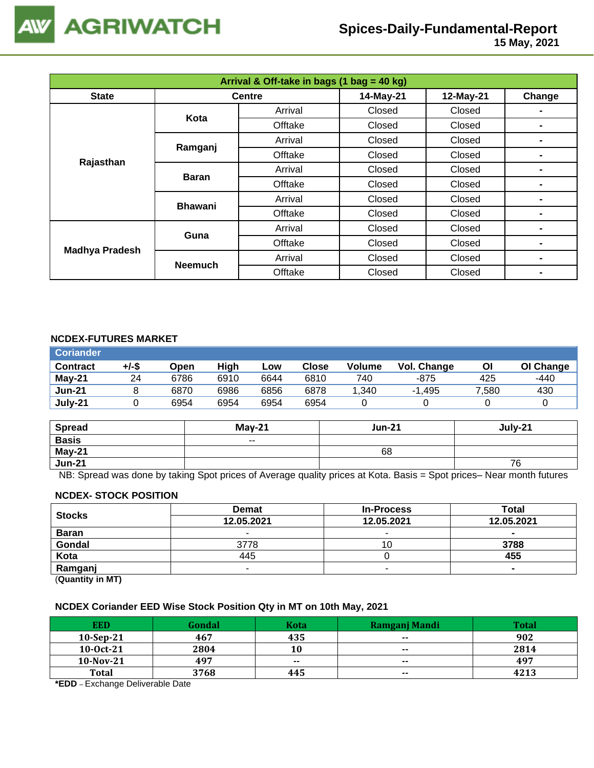# AGRIWATCH

## Spices-Daily-Fundamental-Report
15 May, 2021

| Arrival & Off-take in bags (1 bag = 40 kg) | | | | | |
|---|---|---|---|---|---|
| State | Centre | | 14-May-21 | 12-May-21 | Change |
| Rajasthan | Kota | Arrival | Closed | Closed | - |
| | | Offtake | Closed | Closed | - |
| | Ramganj | Arrival | Closed | Closed | - |
| | | Offtake | Closed | Closed | - |
| | Baran | Arrival | Closed | Closed | - |
| | | Offtake | Closed | Closed | - |
| | Bhawani | Arrival | Closed | Closed | - |
| | | Offtake | Closed | Closed | - |
| Madhya Pradesh | Guna | Arrival | Closed | Closed | - |
| | | Offtake | Closed | Closed | - |
| | Neemuch | Arrival | Closed | Closed | - |
| | | Offtake | Closed | Closed | - |

### NCDEX-FUTURES MARKET

| Coriander | | | | | | | | | |
|---|---|---|---|---|---|---|---|---|---|
| Contract | +/-$ | Open | High | Low | Close | Volume | Vol. Change | OI | OI Change |
| May-21 | 24 | 6786 | 6910 | 6644 | 6810 | 740 | -875 | 425 | -440 |
| Jun-21 | 8 | 6870 | 6986 | 6856 | 6878 | 1,340 | -1,495 | 7,580 | 430 |
| July-21 | 0 | 6954 | 6954 | 6954 | 6954 | 0 | 0 | 0 | 0 |

| Spread | May-21 | Jun-21 | July-21 |
|---|---|---|---|
| Basis | -- | | |
| May-21 | | 68 | |
| Jun-21 | | | 76 |

NB: Spread was done by taking Spot prices of Average quality prices at Kota. Basis = Spot prices– Near month futures

### NCDEX- STOCK POSITION

| Stocks | Demat | In-Process | Total |
|---|---|---|---|
| | 12.05.2021 | 12.05.2021 | 12.05.2021 |
| Baran | - | - | - |
| Gondal | 3778 | 10 | 3788 |
| Kota | 445 | 0 | 455 |
| Ramganj | - | - | - |

(Quantity in MT)

### NCDEX Coriander EED Wise Stock Position Qty in MT on 10th May, 2021

| EED | Gondal | Kota | Ramganj Mandi | Total |
|---|---|---|---|---|
| 10-Sep-21 | 467 | 435 | -- | 902 |
| 10-Oct-21 | 2804 | 10 | -- | 2814 |
| 10-Nov-21 | 497 | -- | -- | 497 |
| Total | 3768 | 445 | -- | 4213 |

***EDD** – Exchange Deliverable Date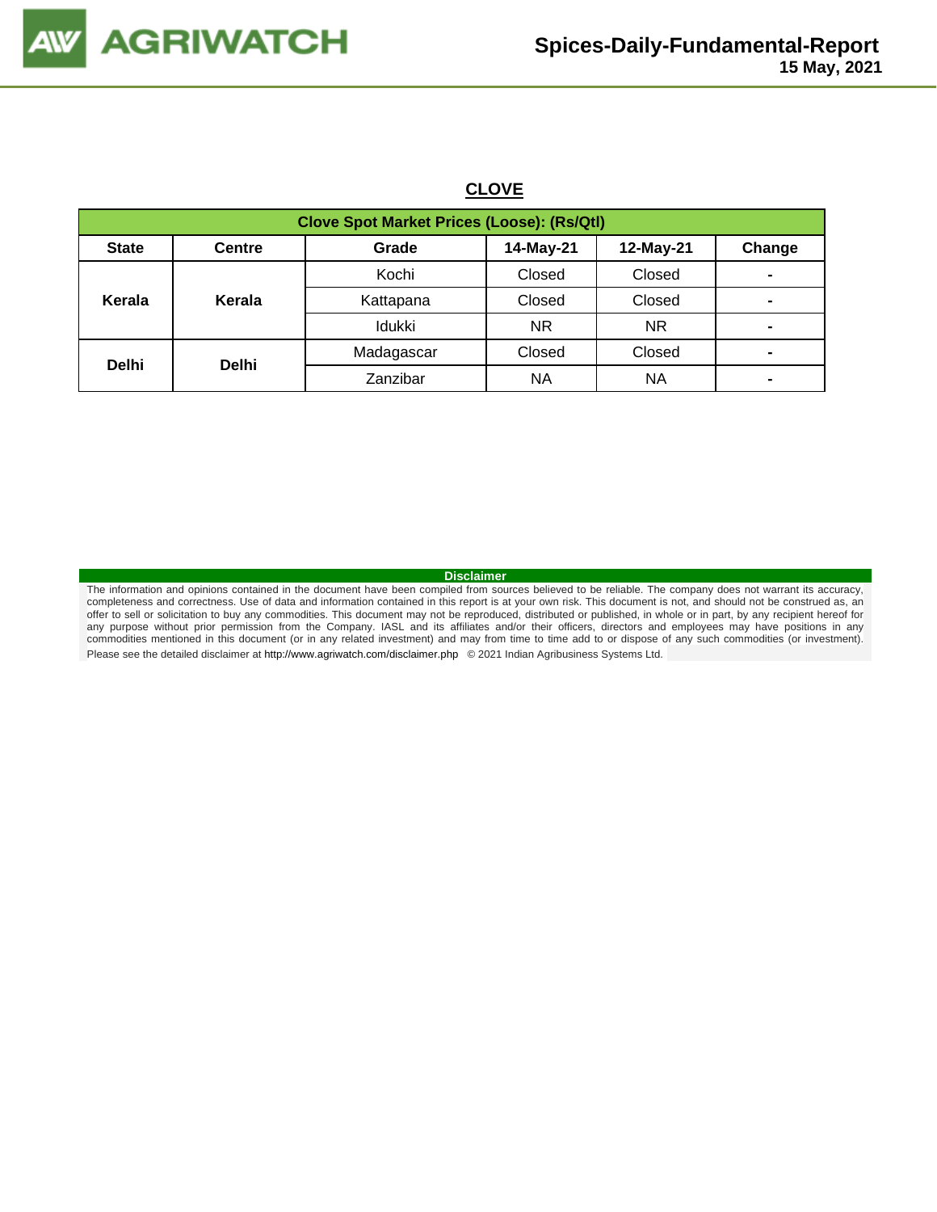## CLOVE

| Clove Spot Market Prices (Loose): (Rs/Qtl) | | | | | |
|---|---|---|---|---|---|
| **State** | **Centre** | **Grade** | **14-May-21** | **12-May-21** | **Change** |
| **Kerala** | **Kerala** | Kochi | Closed | Closed | - |
| | | Kattapana | Closed | Closed | - |
| | | Idukki | NR | NR | - |
| **Delhi** | **Delhi** | Madagascar | Closed | Closed | - |
| | | Zanzibar | NA | NA | - |

**Disclaimer**

The information and opinions contained in the document have been compiled from sources believed to be reliable. The company does not warrant its accuracy, completeness and correctness. Use of data and information contained in this report is at your own risk. This document is not, and should not be construed as, an offer to sell or solicitation to buy any commodities. This document may not be reproduced, distributed or published, in whole or in part, by any recipient hereof for any purpose without prior permission from the Company. IASL and its affiliates and/or their officers, directors and employees may have positions in any commodities mentioned in this document (or in any related investment) and may from time to time add to or dispose of any such commodities (or investment). Please see the detailed disclaimer at http://www.agriwatch.com/disclaimer.php © 2021 Indian Agribusiness Systems Ltd.